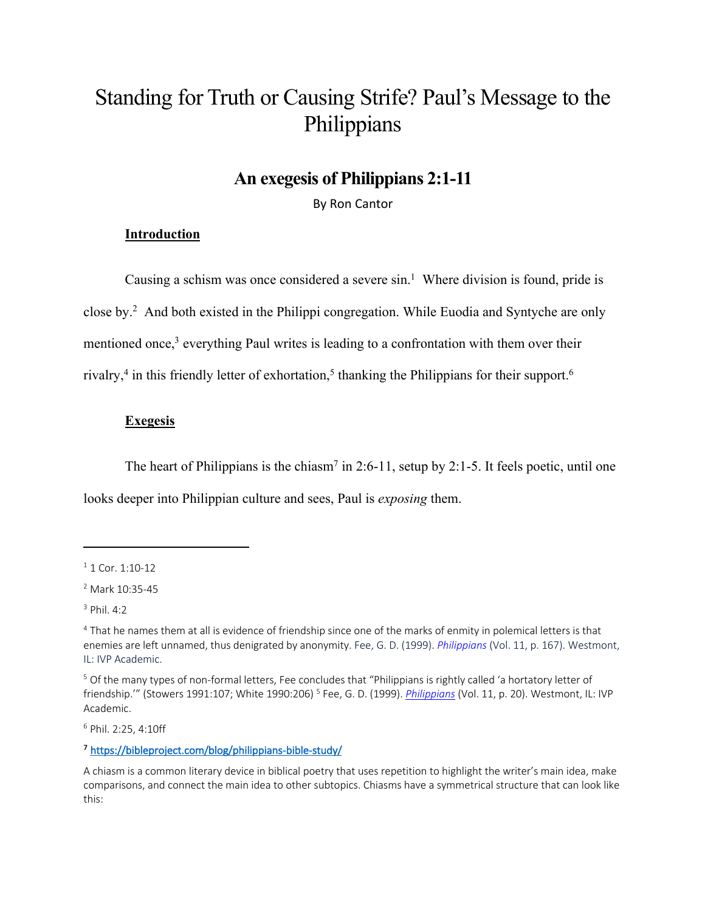# Standing for Truth or Causing Strife? Paul's Message to the Philippians

## An exegesis of Philippians 2:1-11

By Ron Cantor

### Introduction

Causing a schism was once considered a severe sin.[1] Where division is found, pride is close by.[2] And both existed in the Philippi congregation. While Euodia and Syntyche are only mentioned once,[3] everything Paul writes is leading to a confrontation with them over their rivalry,[4] in this friendly letter of exhortation,[5] thanking the Philippians for their support.[6]

### Exegesis

The heart of Philippians is the chiasm[7] in 2:6-11, setup by 2:1-5. It feels poetic, until one looks deeper into Philippian culture and sees, Paul is *exposing* them.

---

[1] 1 Cor. 1:10-12

[2] Mark 10:35-45

[3] Phil. 4:2

[4] That he names them at all is evidence of friendship since one of the marks of enmity in polemical letters is that enemies are left unnamed, thus denigrated by anonymity. Fee, G. D. (1999). *Philippians* (Vol. 11, p. 167). Westmont, IL: IVP Academic.

[5] Of the many types of non-formal letters, Fee concludes that "Philippians is rightly called 'a hortatory letter of friendship.'" (Stowers 1991:107; White 1990:206) [5] Fee, G. D. (1999). *Philippians* (Vol. 11, p. 20). Westmont, IL: IVP Academic.

[6] Phil. 2:25, 4:10ff

[7] https://bibleproject.com/blog/philippians-bible-study/

A chiasm is a common literary device in biblical poetry that uses repetition to highlight the writer's main idea, make comparisons, and connect the main idea to other subtopics. Chiasms have a symmetrical structure that can look like this: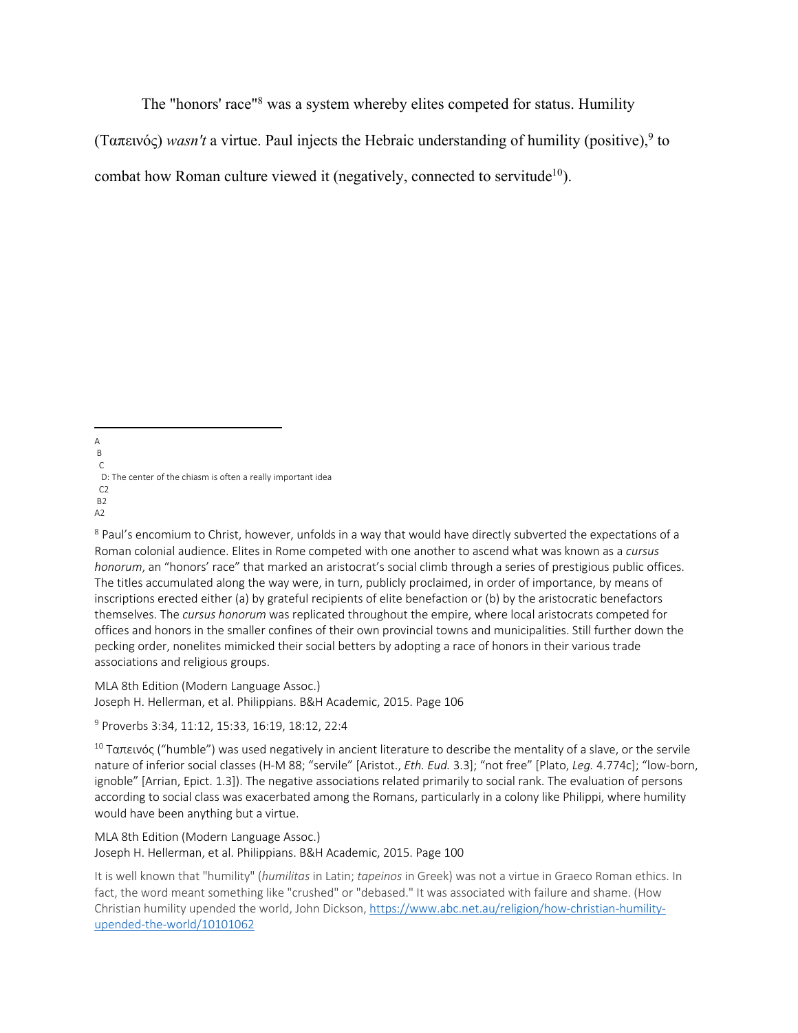The "honors' race"[8] was a system whereby elites competed for status. Humility (Ταπεινός) *wasn't* a virtue. Paul injects the Hebraic understanding of humility (positive),[9] to combat how Roman culture viewed it (negatively, connected to servitude[10]).

---

A
 B
  C
   D: The center of the chiasm is often a really important idea
  C2
 B2
A2

[8] Paul's encomium to Christ, however, unfolds in a way that would have directly subverted the expectations of a Roman colonial audience. Elites in Rome competed with one another to ascend what was known as a *cursus honorum*, an "honors' race" that marked an aristocrat's social climb through a series of prestigious public offices. The titles accumulated along the way were, in turn, publicly proclaimed, in order of importance, by means of inscriptions erected either (a) by grateful recipients of elite benefaction or (b) by the aristocratic benefactors themselves. The *cursus honorum* was replicated throughout the empire, where local aristocrats competed for offices and honors in the smaller confines of their own provincial towns and municipalities. Still further down the pecking order, nonelites mimicked their social betters by adopting a race of honors in their various trade associations and religious groups.

MLA 8th Edition (Modern Language Assoc.)
Joseph H. Hellerman, et al. Philippians. B&H Academic, 2015. Page 106

[9] Proverbs 3:34, 11:12, 15:33, 16:19, 18:12, 22:4

[10] Ταπεινός ("humble") was used negatively in ancient literature to describe the mentality of a slave, or the servile nature of inferior social classes (H-M 88; "servile" [Aristot., *Eth. Eud.* 3.3]; "not free" [Plato, *Leg.* 4.774c]; "low-born, ignoble" [Arrian, Epict. 1.3]). The negative associations related primarily to social rank. The evaluation of persons according to social class was exacerbated among the Romans, particularly in a colony like Philippi, where humility would have been anything but a virtue.

MLA 8th Edition (Modern Language Assoc.)
Joseph H. Hellerman, et al. Philippians. B&H Academic, 2015. Page 100

It is well known that "humility" (*humilitas* in Latin; *tapeinos* in Greek) was not a virtue in Graeco Roman ethics. In fact, the word meant something like "crushed" or "debased." It was associated with failure and shame. (How Christian humility upended the world, John Dickson, https://www.abc.net.au/religion/how-christian-humility-upended-the-world/10101062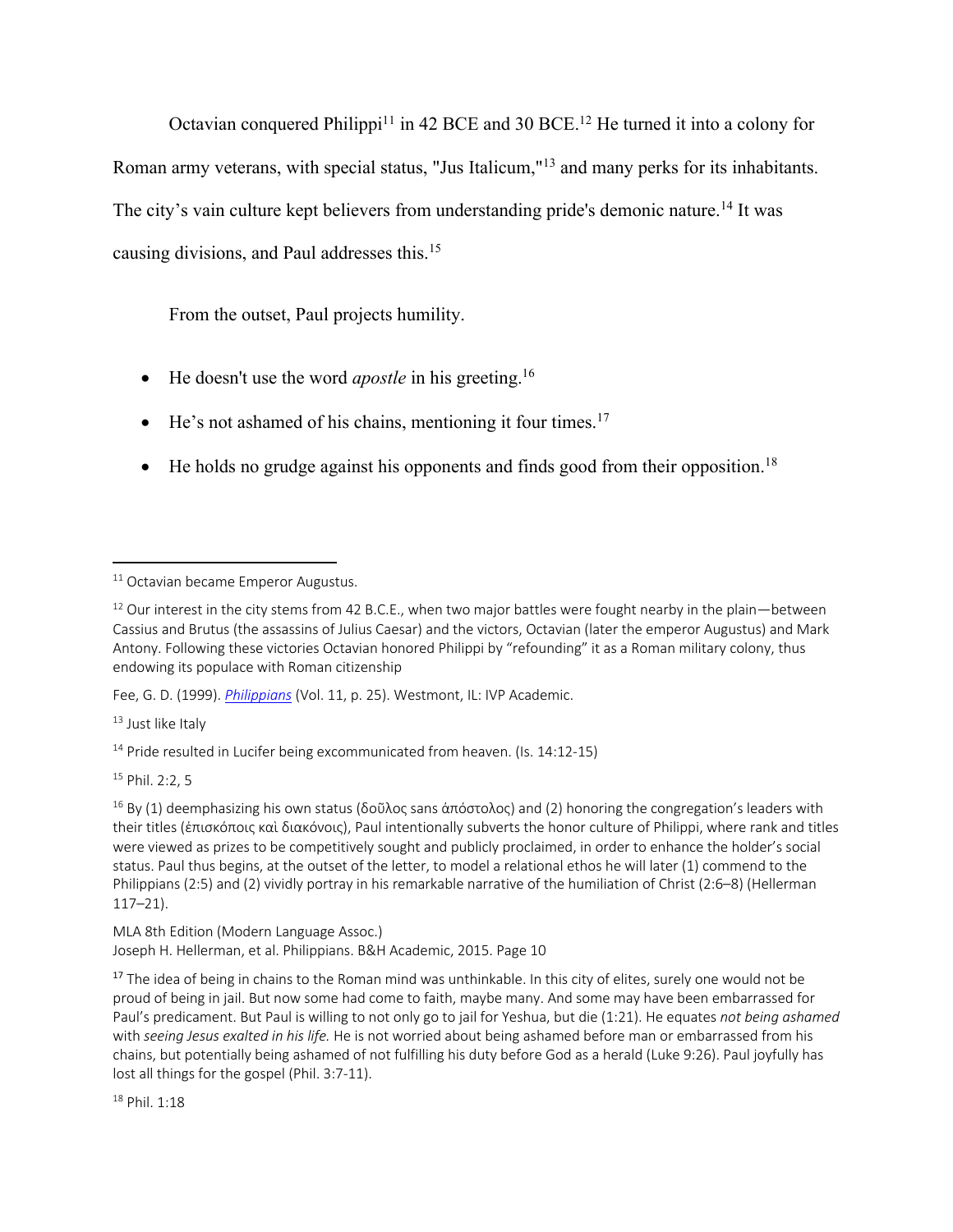Octavian conquered Philippi[11] in 42 BCE and 30 BCE.[12] He turned it into a colony for Roman army veterans, with special status, "Jus Italicum,"[13] and many perks for its inhabitants. The city's vain culture kept believers from understanding pride's demonic nature.[14] It was causing divisions, and Paul addresses this.[15]

From the outset, Paul projects humility.

- He doesn't use the word *apostle* in his greeting.[16]
- He's not ashamed of his chains, mentioning it four times.[17]
- He holds no grudge against his opponents and finds good from their opposition.[18]

---

[11] Octavian became Emperor Augustus.

[12] Our interest in the city stems from 42 B.C.E., when two major battles were fought nearby in the plain—between Cassius and Brutus (the assassins of Julius Caesar) and the victors, Octavian (later the emperor Augustus) and Mark Antony. Following these victories Octavian honored Philippi by "refounding" it as a Roman military colony, thus endowing its populace with Roman citizenship

Fee, G. D. (1999). *Philippians* (Vol. 11, p. 25). Westmont, IL: IVP Academic.

[13] Just like Italy

[14] Pride resulted in Lucifer being excommunicated from heaven. (Is. 14:12-15)

[15] Phil. 2:2, 5

[16] By (1) deemphasizing his own status (δοῦλος sans ἀπόστολος) and (2) honoring the congregation's leaders with their titles (ἐπισκόποις καὶ διακόνοις), Paul intentionally subverts the honor culture of Philippi, where rank and titles were viewed as prizes to be competitively sought and publicly proclaimed, in order to enhance the holder's social status. Paul thus begins, at the outset of the letter, to model a relational ethos he will later (1) commend to the Philippians (2:5) and (2) vividly portray in his remarkable narrative of the humiliation of Christ (2:6–8) (Hellerman 117–21).

MLA 8th Edition (Modern Language Assoc.)
Joseph H. Hellerman, et al. Philippians. B&H Academic, 2015. Page 10

[17] The idea of being in chains to the Roman mind was unthinkable. In this city of elites, surely one would not be proud of being in jail. But now some had come to faith, maybe many. And some may have been embarrassed for Paul's predicament. But Paul is willing to not only go to jail for Yeshua, but die (1:21). He equates *not being ashamed* with *seeing Jesus exalted in his life.* He is not worried about being ashamed before man or embarrassed from his chains, but potentially being ashamed of not fulfilling his duty before God as a herald (Luke 9:26). Paul joyfully has lost all things for the gospel (Phil. 3:7-11).

[18] Phil. 1:18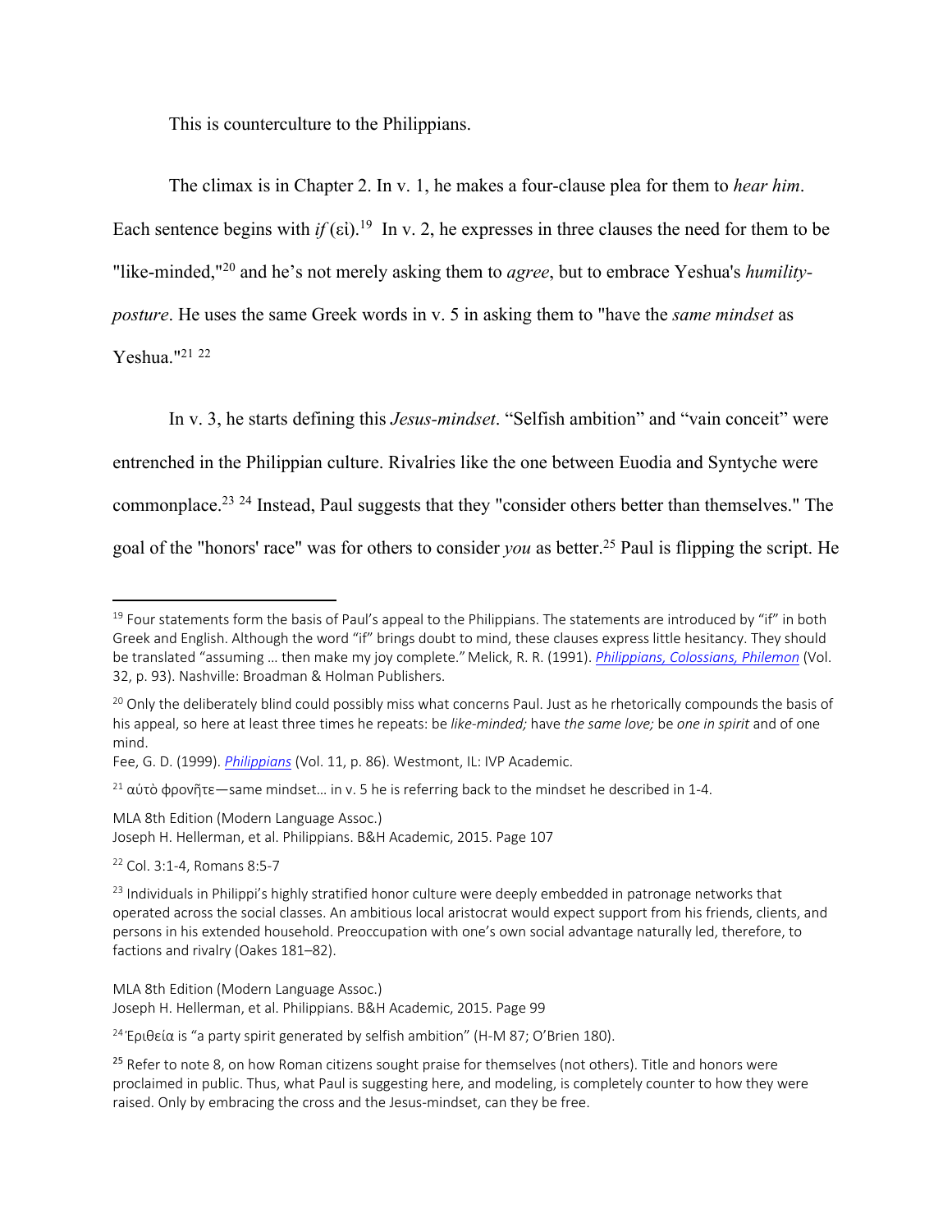This is counterculture to the Philippians.

The climax is in Chapter 2. In v. 1, he makes a four-clause plea for them to *hear him*. Each sentence begins with *if* (εἰ).[19] In v. 2, he expresses in three clauses the need for them to be "like-minded,"[20] and he's not merely asking them to *agree*, but to embrace Yeshua's *humility-posture*. He uses the same Greek words in v. 5 in asking them to "have the *same mindset* as Yeshua."[21] [22]

In v. 3, he starts defining this *Jesus-mindset*. "Selfish ambition" and "vain conceit" were entrenched in the Philippian culture. Rivalries like the one between Euodia and Syntyche were commonplace.[23] [24] Instead, Paul suggests that they "consider others better than themselves." The goal of the "honors' race" was for others to consider *you* as better.[25] Paul is flipping the script. He

---

[19] Four statements form the basis of Paul's appeal to the Philippians. The statements are introduced by "if" in both Greek and English. Although the word "if" brings doubt to mind, these clauses express little hesitancy. They should be translated "assuming … then make my joy complete." Melick, R. R. (1991). *Philippians, Colossians, Philemon* (Vol. 32, p. 93). Nashville: Broadman & Holman Publishers.

[20] Only the deliberately blind could possibly miss what concerns Paul. Just as he rhetorically compounds the basis of his appeal, so here at least three times he repeats: be *like-minded;* have *the same love;* be *one in spirit* and of one mind.
Fee, G. D. (1999). *Philippians* (Vol. 11, p. 86). Westmont, IL: IVP Academic.

[21] αὐτὸ φρονῆτε—same mindset… in v. 5 he is referring back to the mindset he described in 1-4.

MLA 8th Edition (Modern Language Assoc.)
Joseph H. Hellerman, et al. Philippians. B&H Academic, 2015. Page 107

[22] Col. 3:1-4, Romans 8:5-7

[23] Individuals in Philippi's highly stratified honor culture were deeply embedded in patronage networks that operated across the social classes. An ambitious local aristocrat would expect support from his friends, clients, and persons in his extended household. Preoccupation with one's own social advantage naturally led, therefore, to factions and rivalry (Oakes 181–82).

MLA 8th Edition (Modern Language Assoc.)
Joseph H. Hellerman, et al. Philippians. B&H Academic, 2015. Page 99

[24] Ἐριθεία is "a party spirit generated by selfish ambition" (H-M 87; O'Brien 180).

[25] Refer to note 8, on how Roman citizens sought praise for themselves (not others). Title and honors were proclaimed in public. Thus, what Paul is suggesting here, and modeling, is completely counter to how they were raised. Only by embracing the cross and the Jesus-mindset, can they be free.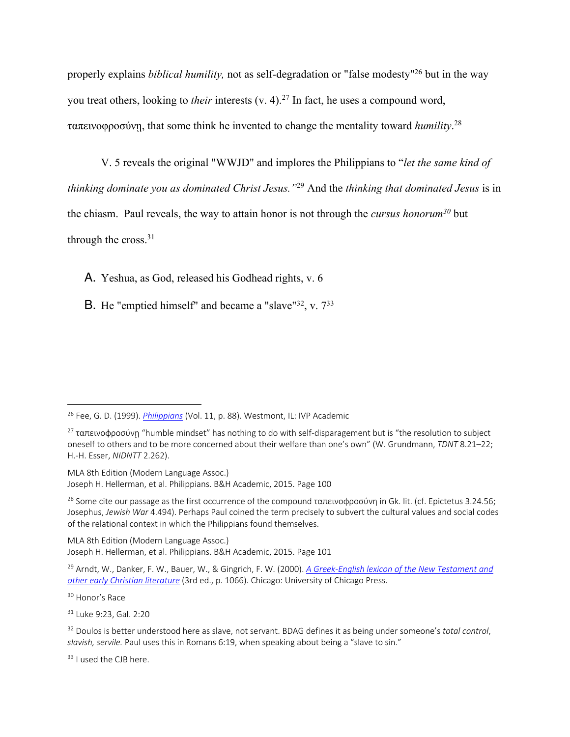properly explains *biblical humility,* not as self-degradation or "false modesty"[26] but in the way you treat others, looking to *their* interests (v. 4).[27] In fact, he uses a compound word, ταπεινοφροσύνη, that some think he invented to change the mentality toward *humility*.[28]

V. 5 reveals the original "WWJD" and implores the Philippians to "*let the same kind of thinking dominate you as dominated Christ Jesus.*"[29] And the *thinking that dominated Jesus* is in the chiasm. Paul reveals, the way to attain honor is not through the *cursus honorum*[30] but through the cross.[31]

A. Yeshua, as God, released his Godhead rights, v. 6

B. He "emptied himself" and became a "slave"[32], v. 7[33]

---

[26] Fee, G. D. (1999). *Philippians* (Vol. 11, p. 88). Westmont, IL: IVP Academic

[27] ταπεινοφροσύνῃ "humble mindset" has nothing to do with self-disparagement but is "the resolution to subject oneself to others and to be more concerned about their welfare than one's own" (W. Grundmann, *TDNT* 8.21–22; H.-H. Esser, *NIDNTT* 2.262).

MLA 8th Edition (Modern Language Assoc.)
Joseph H. Hellerman, et al. Philippians. B&H Academic, 2015. Page 100

[28] Some cite our passage as the first occurrence of the compound ταπεινοφροσύνη in Gk. lit. (cf. Epictetus 3.24.56; Josephus, *Jewish War* 4.494). Perhaps Paul coined the term precisely to subvert the cultural values and social codes of the relational context in which the Philippians found themselves.

MLA 8th Edition (Modern Language Assoc.)
Joseph H. Hellerman, et al. Philippians. B&H Academic, 2015. Page 101

[29] Arndt, W., Danker, F. W., Bauer, W., & Gingrich, F. W. (2000). *A Greek-English lexicon of the New Testament and other early Christian literature* (3rd ed., p. 1066). Chicago: University of Chicago Press.

[30] Honor's Race

[31] Luke 9:23, Gal. 2:20

[32] Doulos is better understood here as slave, not servant. BDAG defines it as being under someone's *total control*, *slavish, servile.* Paul uses this in Romans 6:19, when speaking about being a "slave to sin."

[33] I used the CJB here.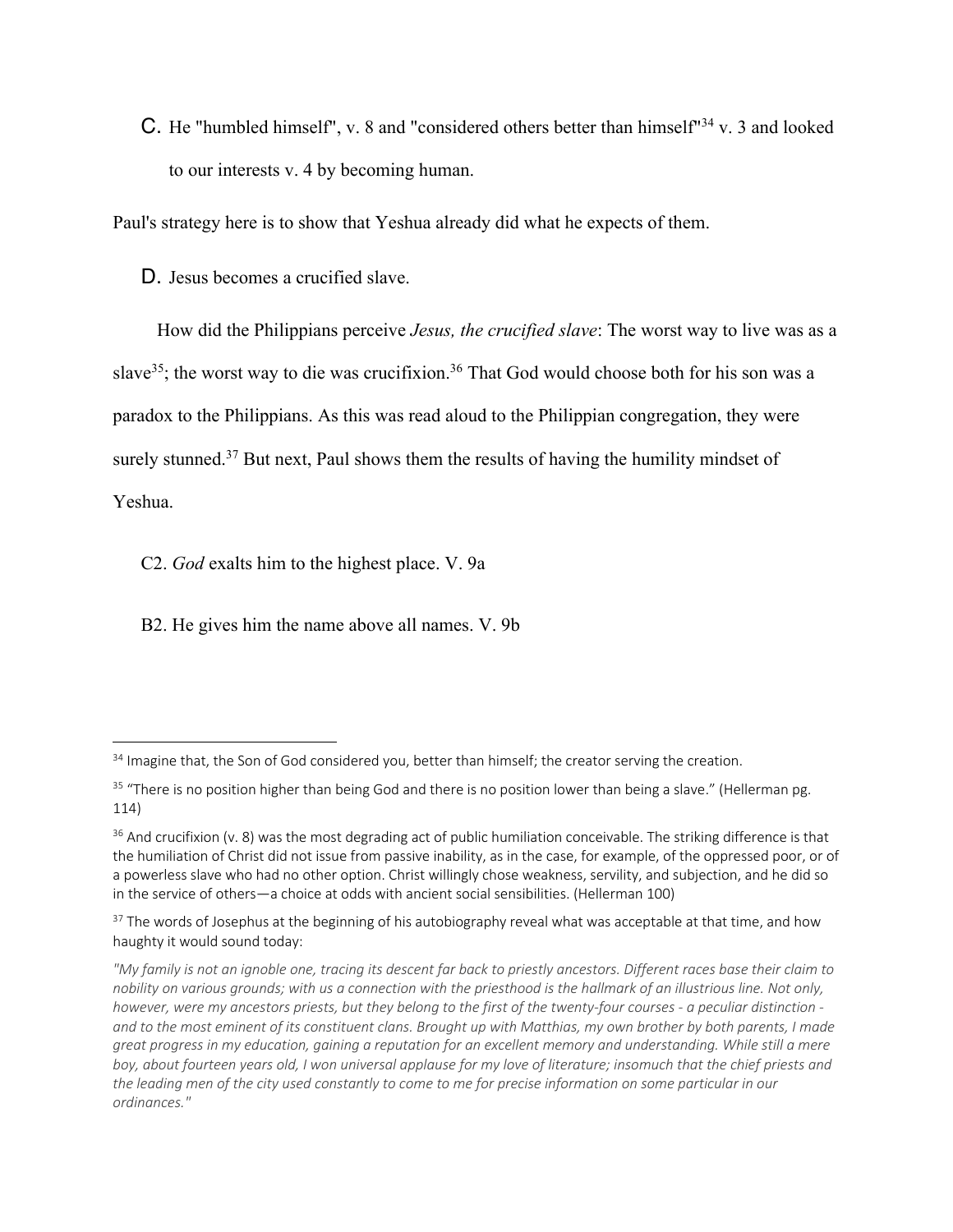C. He "humbled himself", v. 8 and "considered others better than himself"[34] v. 3 and looked to our interests v. 4 by becoming human.

Paul's strategy here is to show that Yeshua already did what he expects of them.

D. Jesus becomes a crucified slave.

How did the Philippians perceive *Jesus, the crucified slave*: The worst way to live was as a slave[35]; the worst way to die was crucifixion.[36] That God would choose both for his son was a paradox to the Philippians. As this was read aloud to the Philippian congregation, they were surely stunned.[37] But next, Paul shows them the results of having the humility mindset of Yeshua.

C2. *God* exalts him to the highest place. V. 9a

B2. He gives him the name above all names. V. 9b

---

[34] Imagine that, the Son of God considered you, better than himself; the creator serving the creation.

[35] "There is no position higher than being God and there is no position lower than being a slave." (Hellerman pg. 114)

[36] And crucifixion (v. 8) was the most degrading act of public humiliation conceivable. The striking difference is that the humiliation of Christ did not issue from passive inability, as in the case, for example, of the oppressed poor, or of a powerless slave who had no other option. Christ willingly chose weakness, servility, and subjection, and he did so in the service of others—a choice at odds with ancient social sensibilities. (Hellerman 100)

[37] The words of Josephus at the beginning of his autobiography reveal what was acceptable at that time, and how haughty it would sound today:

*"My family is not an ignoble one, tracing its descent far back to priestly ancestors. Different races base their claim to nobility on various grounds; with us a connection with the priesthood is the hallmark of an illustrious line. Not only, however, were my ancestors priests, but they belong to the first of the twenty-four courses - a peculiar distinction - and to the most eminent of its constituent clans. Brought up with Matthias, my own brother by both parents, I made great progress in my education, gaining a reputation for an excellent memory and understanding. While still a mere boy, about fourteen years old, I won universal applause for my love of literature; insomuch that the chief priests and the leading men of the city used constantly to come to me for precise information on some particular in our ordinances."*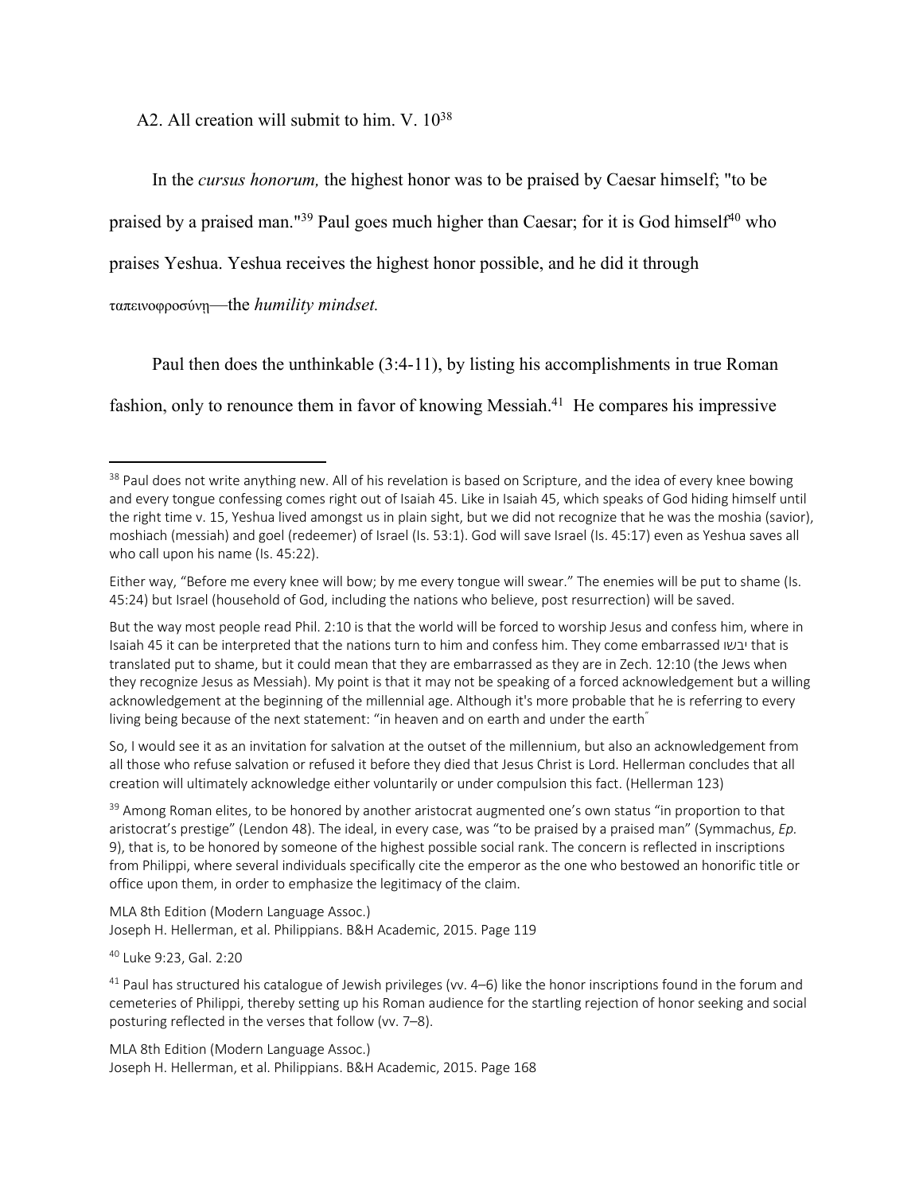A2. All creation will submit to him. V. 10[38]

In the *cursus honorum,* the highest honor was to be praised by Caesar himself; "to be praised by a praised man."[39] Paul goes much higher than Caesar; for it is God himself[40] who praises Yeshua. Yeshua receives the highest honor possible, and he did it through ταπεινοφροσύνη—the *humility mindset.*

Paul then does the unthinkable (3:4-11), by listing his accomplishments in true Roman fashion, only to renounce them in favor of knowing Messiah.[41] He compares his impressive

---

[38] Paul does not write anything new. All of his revelation is based on Scripture, and the idea of every knee bowing and every tongue confessing comes right out of Isaiah 45. Like in Isaiah 45, which speaks of God hiding himself until the right time v. 15, Yeshua lived amongst us in plain sight, but we did not recognize that he was the moshia (savior), moshiach (messiah) and goel (redeemer) of Israel (Is. 53:1). God will save Israel (Is. 45:17) even as Yeshua saves all who call upon his name (Is. 45:22).

Either way, "Before me every knee will bow; by me every tongue will swear." The enemies will be put to shame (Is. 45:24) but Israel (household of God, including the nations who believe, post resurrection) will be saved.

But the way most people read Phil. 2:10 is that the world will be forced to worship Jesus and confess him, where in Isaiah 45 it can be interpreted that the nations turn to him and confess him. They come embarrassed יבשו that is translated put to shame, but it could mean that they are embarrassed as they are in Zech. 12:10 (the Jews when they recognize Jesus as Messiah). My point is that it may not be speaking of a forced acknowledgement but a willing acknowledgement at the beginning of the millennial age. Although it's more probable that he is referring to every living being because of the next statement: "in heaven and on earth and under the earth"

So, I would see it as an invitation for salvation at the outset of the millennium, but also an acknowledgement from all those who refuse salvation or refused it before they died that Jesus Christ is Lord. Hellerman concludes that all creation will ultimately acknowledge either voluntarily or under compulsion this fact. (Hellerman 123)

[39] Among Roman elites, to be honored by another aristocrat augmented one's own status "in proportion to that aristocrat's prestige" (Lendon 48). The ideal, in every case, was "to be praised by a praised man" (Symmachus, *Ep.* 9), that is, to be honored by someone of the highest possible social rank. The concern is reflected in inscriptions from Philippi, where several individuals specifically cite the emperor as the one who bestowed an honorific title or office upon them, in order to emphasize the legitimacy of the claim.

MLA 8th Edition (Modern Language Assoc.)
Joseph H. Hellerman, et al. Philippians. B&H Academic, 2015. Page 119

[40] Luke 9:23, Gal. 2:20

[41] Paul has structured his catalogue of Jewish privileges (vv. 4–6) like the honor inscriptions found in the forum and cemeteries of Philippi, thereby setting up his Roman audience for the startling rejection of honor seeking and social posturing reflected in the verses that follow (vv. 7–8).

MLA 8th Edition (Modern Language Assoc.)
Joseph H. Hellerman, et al. Philippians. B&H Academic, 2015. Page 168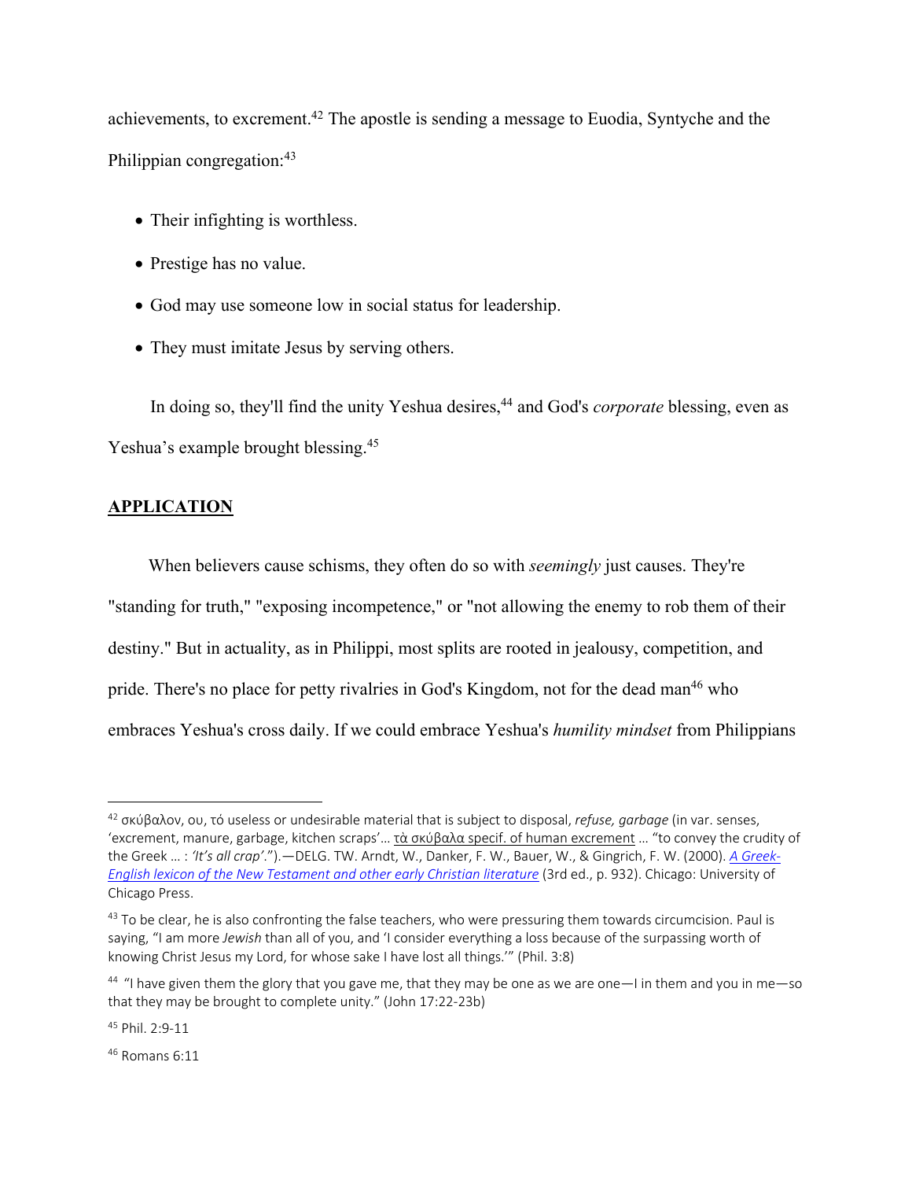achievements, to excrement.[42] The apostle is sending a message to Euodia, Syntyche and the Philippian congregation:[43]

- Their infighting is worthless.
- Prestige has no value.
- God may use someone low in social status for leadership.
- They must imitate Jesus by serving others.

In doing so, they'll find the unity Yeshua desires,[44] and God's *corporate* blessing, even as Yeshua's example brought blessing.[45]

## APPLICATION

When believers cause schisms, they often do so with *seemingly* just causes. They're "standing for truth," "exposing incompetence," or "not allowing the enemy to rob them of their destiny." But in actuality, as in Philippi, most splits are rooted in jealousy, competition, and pride. There's no place for petty rivalries in God's Kingdom, not for the dead man[46] who embraces Yeshua's cross daily. If we could embrace Yeshua's *humility mindset* from Philippians

---

[42] σκύβαλον, ου, τό useless or undesirable material that is subject to disposal, *refuse, garbage* (in var. senses, 'excrement, manure, garbage, kitchen scraps'… τὰ σκύβαλα specif. of human excrement … "to convey the crudity of the Greek … : *'It's all crap'*.").—DELG. TW. Arndt, W., Danker, F. W., Bauer, W., & Gingrich, F. W. (2000). *A Greek-English lexicon of the New Testament and other early Christian literature* (3rd ed., p. 932). Chicago: University of Chicago Press.

[43] To be clear, he is also confronting the false teachers, who were pressuring them towards circumcision. Paul is saying, "I am more *Jewish* than all of you, and 'I consider everything a loss because of the surpassing worth of knowing Christ Jesus my Lord, for whose sake I have lost all things.'" (Phil. 3:8)

[44] "I have given them the glory that you gave me, that they may be one as we are one—I in them and you in me—so that they may be brought to complete unity." (John 17:22-23b)

[45] Phil. 2:9-11

[46] Romans 6:11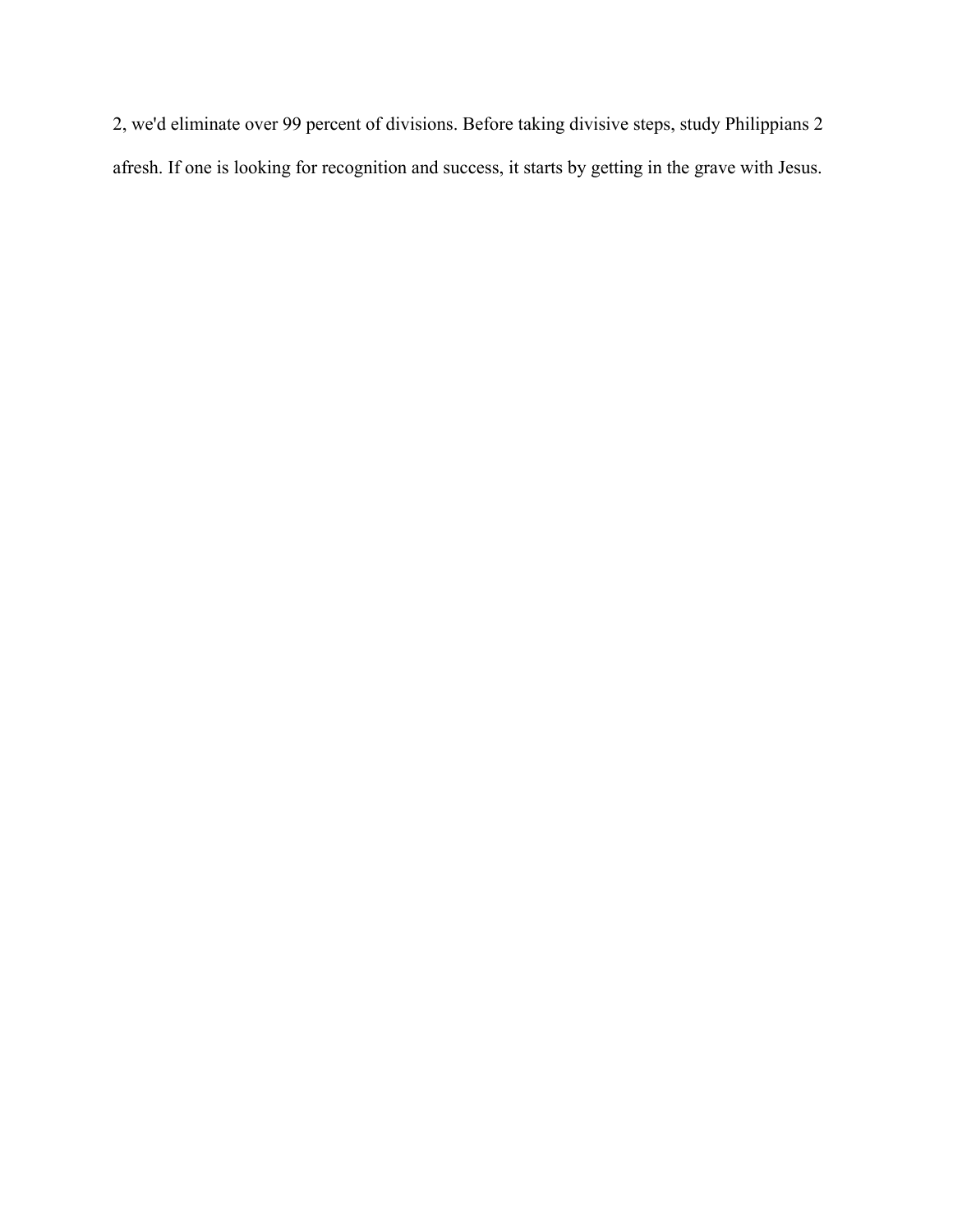2, we'd eliminate over 99 percent of divisions. Before taking divisive steps, study Philippians 2 afresh. If one is looking for recognition and success, it starts by getting in the grave with Jesus.